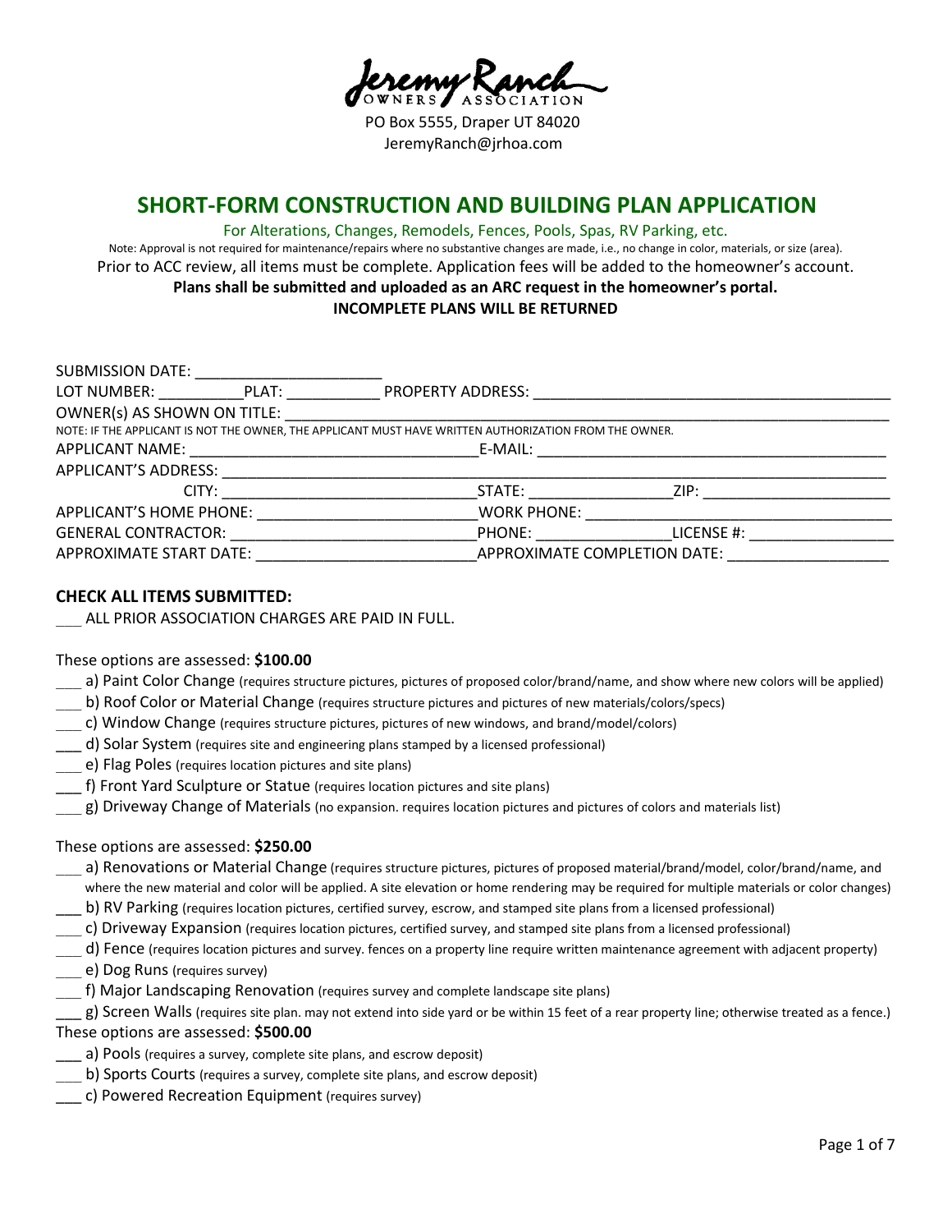Jeremy Ranch
OWNERS ASSOCIATION

PO Box 5555, Draper UT 84020
JeremyRanch@jrhoa.com

# SHORT-FORM CONSTRUCTION AND BUILDING PLAN APPLICATION

For Alterations, Changes, Remodels, Fences, Pools, Spas, RV Parking, etc.

Note: Approval is not required for maintenance/repairs where no substantive changes are made, i.e., no change in color, materials, or size (area).

Prior to ACC review, all items must be complete. Application fees will be added to the homeowner's account.

**Plans shall be submitted and uploaded as an ARC request in the homeowner's portal.**

**INCOMPLETE PLANS WILL BE RETURNED**

SUBMISSION DATE: ______________________

LOT NUMBER: __________ PLAT: ___________ PROPERTY ADDRESS: ___________________________________________

OWNER(s) AS SHOWN ON TITLE: ___________________________________________________________________________

NOTE: IF THE APPLICANT IS NOT THE OWNER, THE APPLICANT MUST HAVE WRITTEN AUTHORIZATION FROM THE OWNER.

APPLICANT NAME: __________________________________ E-MAIL: ___________________________________________

APPLICANT'S ADDRESS: _________________________________________________________________________________

CITY: ______________________________ STATE: ________________ ZIP: _______________________

APPLICANT'S HOME PHONE: _________________________ WORK PHONE: ____________________________________

GENERAL CONTRACTOR: ___________________________ PHONE: ________________ LICENSE #: _________________

APPROXIMATE START DATE: _________________________ APPROXIMATE COMPLETION DATE: ___________________

## CHECK ALL ITEMS SUBMITTED:

___ ALL PRIOR ASSOCIATION CHARGES ARE PAID IN FULL.

These options are assessed: **$100.00**

___ a) Paint Color Change (requires structure pictures, pictures of proposed color/brand/name, and show where new colors will be applied)
___ b) Roof Color or Material Change (requires structure pictures and pictures of new materials/colors/specs)
___ c) Window Change (requires structure pictures, pictures of new windows, and brand/model/colors)
___ d) Solar System (requires site and engineering plans stamped by a licensed professional)
___ e) Flag Poles (requires location pictures and site plans)
___ f) Front Yard Sculpture or Statue (requires location pictures and site plans)
___ g) Driveway Change of Materials (no expansion. requires location pictures and pictures of colors and materials list)

These options are assessed: **$250.00**

___ a) Renovations or Material Change (requires structure pictures, pictures of proposed material/brand/model, color/brand/name, and where the new material and color will be applied. A site elevation or home rendering may be required for multiple materials or color changes)
___ b) RV Parking (requires location pictures, certified survey, escrow, and stamped site plans from a licensed professional)
___ c) Driveway Expansion (requires location pictures, certified survey, and stamped site plans from a licensed professional)
___ d) Fence (requires location pictures and survey. fences on a property line require written maintenance agreement with adjacent property)
___ e) Dog Runs (requires survey)
___ f) Major Landscaping Renovation (requires survey and complete landscape site plans)
___ g) Screen Walls (requires site plan. may not extend into side yard or be within 15 feet of a rear property line; otherwise treated as a fence.)

These options are assessed: **$500.00**

___ a) Pools (requires a survey, complete site plans, and escrow deposit)
___ b) Sports Courts (requires a survey, complete site plans, and escrow deposit)
___ c) Powered Recreation Equipment (requires survey)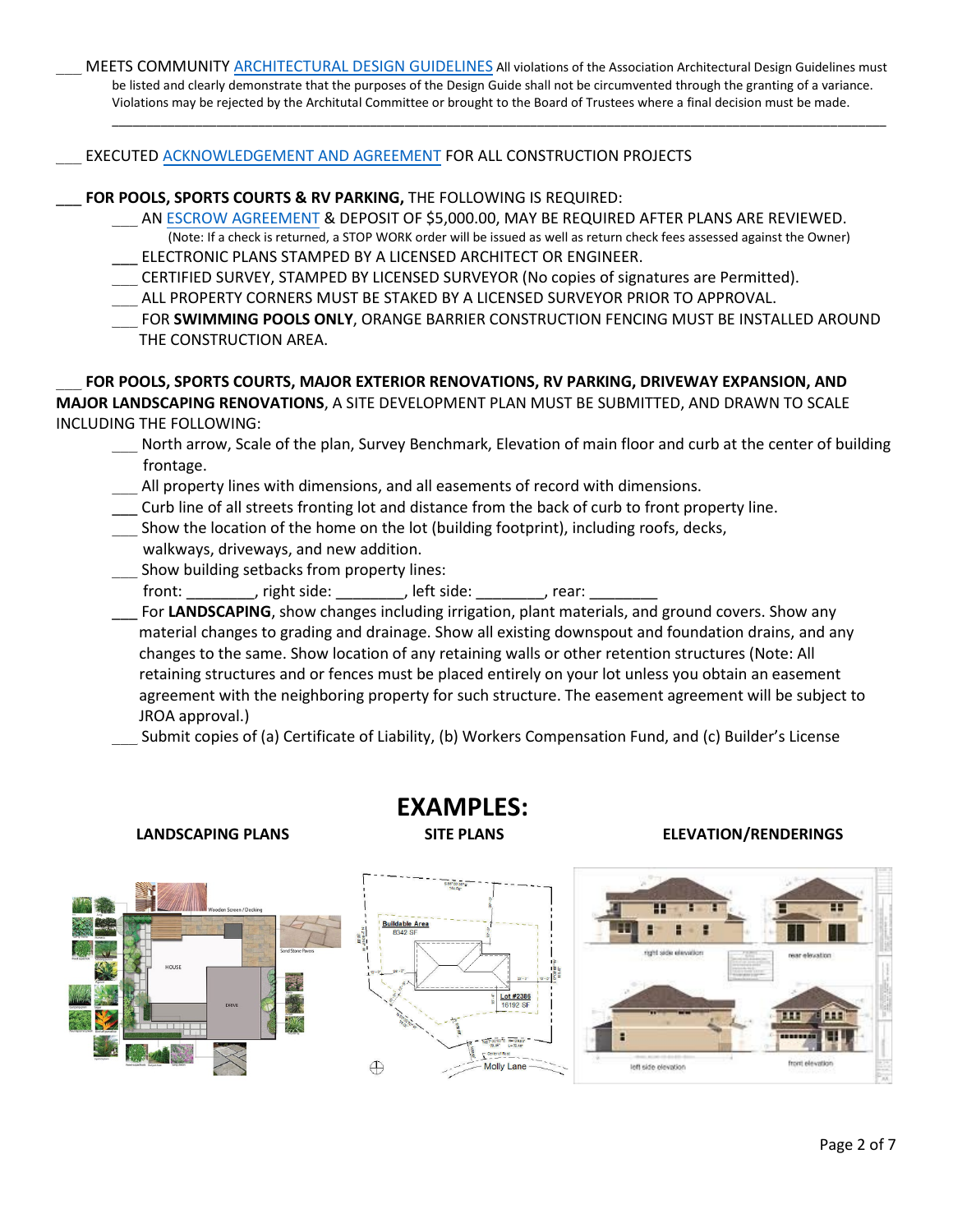___ MEETS COMMUNITY ARCHITECTURAL DESIGN GUIDELINES All violations of the Association Architectural Design Guidelines must be listed and clearly demonstrate that the purposes of the Design Guide shall not be circumvented through the granting of a variance. Violations may be rejected by the Architutal Committee or brought to the Board of Trustees where a final decision must be made.

______________________________________________________________________________________________

___ EXECUTED ACKNOWLEDGEMENT AND AGREEMENT FOR ALL CONSTRUCTION PROJECTS

___ **FOR POOLS, SPORTS COURTS & RV PARKING,** THE FOLLOWING IS REQUIRED:

- ___ AN ESCROW AGREEMENT & DEPOSIT OF $5,000.00, MAY BE REQUIRED AFTER PLANS ARE REVIEWED. (Note: If a check is returned, a STOP WORK order will be issued as well as return check fees assessed against the Owner)
- ___ ELECTRONIC PLANS STAMPED BY A LICENSED ARCHITECT OR ENGINEER.
- ___ CERTIFIED SURVEY, STAMPED BY LICENSED SURVEYOR (No copies of signatures are Permitted).
- ___ ALL PROPERTY CORNERS MUST BE STAKED BY A LICENSED SURVEYOR PRIOR TO APPROVAL.
- ___ FOR **SWIMMING POOLS ONLY**, ORANGE BARRIER CONSTRUCTION FENCING MUST BE INSTALLED AROUND THE CONSTRUCTION AREA.

___ **FOR POOLS, SPORTS COURTS, MAJOR EXTERIOR RENOVATIONS, RV PARKING, DRIVEWAY EXPANSION, AND MAJOR LANDSCAPING RENOVATIONS**, A SITE DEVELOPMENT PLAN MUST BE SUBMITTED, AND DRAWN TO SCALE INCLUDING THE FOLLOWING:

- ___ North arrow, Scale of the plan, Survey Benchmark, Elevation of main floor and curb at the center of building frontage.
- ___ All property lines with dimensions, and all easements of record with dimensions.
- ___ Curb line of all streets fronting lot and distance from the back of curb to front property line.
- ___ Show the location of the home on the lot (building footprint), including roofs, decks, walkways, driveways, and new addition.
- ___ Show building setbacks from property lines:
  front: ________, right side: ________, left side: ________, rear: ________
- ___ For **LANDSCAPING**, show changes including irrigation, plant materials, and ground covers. Show any material changes to grading and drainage. Show all existing downspout and foundation drains, and any changes to the same. Show location of any retaining walls or other retention structures (Note: All retaining structures and or fences must be placed entirely on your lot unless you obtain an easement agreement with the neighboring property for such structure. The easement agreement will be subject to JROA approval.)
- ___ Submit copies of (a) Certificate of Liability, (b) Workers Compensation Fund, and (c) Builder's License

# EXAMPLES:

**LANDSCAPING PLANS** | **SITE PLANS** | **ELEVATION/RENDERINGS**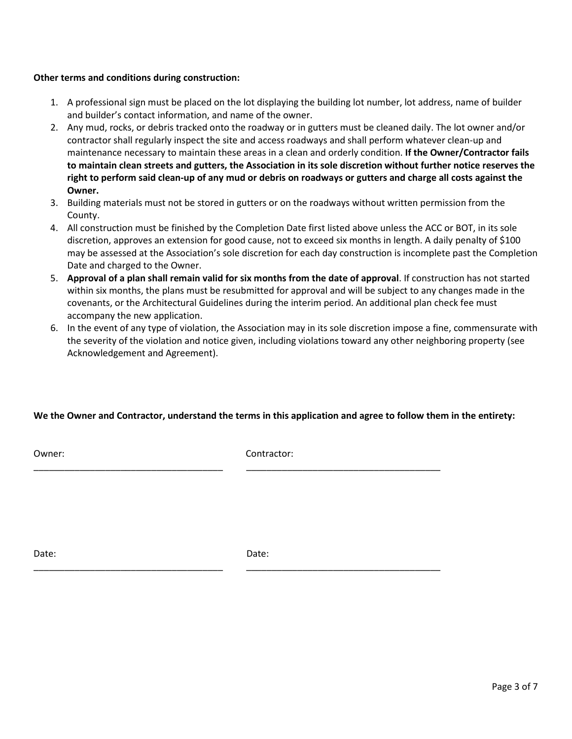**Other terms and conditions during construction:**

1. A professional sign must be placed on the lot displaying the building lot number, lot address, name of builder and builder's contact information, and name of the owner.
2. Any mud, rocks, or debris tracked onto the roadway or in gutters must be cleaned daily. The lot owner and/or contractor shall regularly inspect the site and access roadways and shall perform whatever clean-up and maintenance necessary to maintain these areas in a clean and orderly condition. **If the Owner/Contractor fails to maintain clean streets and gutters, the Association in its sole discretion without further notice reserves the right to perform said clean-up of any mud or debris on roadways or gutters and charge all costs against the Owner.**
3. Building materials must not be stored in gutters or on the roadways without written permission from the County.
4. All construction must be finished by the Completion Date first listed above unless the ACC or BOT, in its sole discretion, approves an extension for good cause, not to exceed six months in length. A daily penalty of $100 may be assessed at the Association's sole discretion for each day construction is incomplete past the Completion Date and charged to the Owner.
5. **Approval of a plan shall remain valid for six months from the date of approval**. If construction has not started within six months, the plans must be resubmitted for approval and will be subject to any changes made in the covenants, or the Architectural Guidelines during the interim period. An additional plan check fee must accompany the new application.
6. In the event of any type of violation, the Association may in its sole discretion impose a fine, commensurate with the severity of the violation and notice given, including violations toward any other neighboring property (see Acknowledgement and Agreement).

**We the Owner and Contractor, understand the terms in this application and agree to follow them in the entirety:**

Owner: ______________________________________ Contractor: ______________________________________

Date: ______________________________________ Date: ______________________________________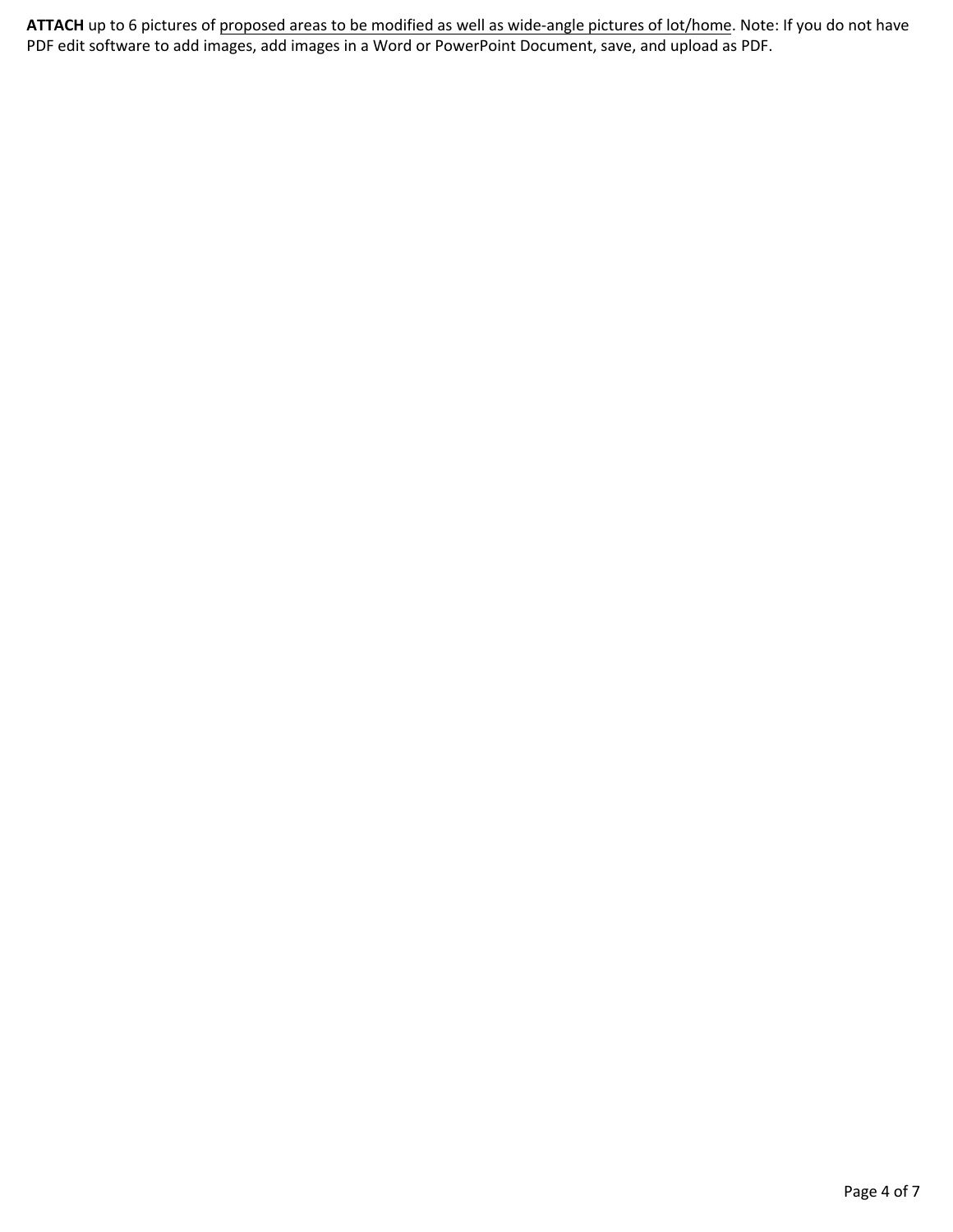**ATTACH** up to 6 pictures of <u>proposed areas to be modified as well as wide-angle pictures of lot/home</u>. Note: If you do not have PDF edit software to add images, add images in a Word or PowerPoint Document, save, and upload as PDF.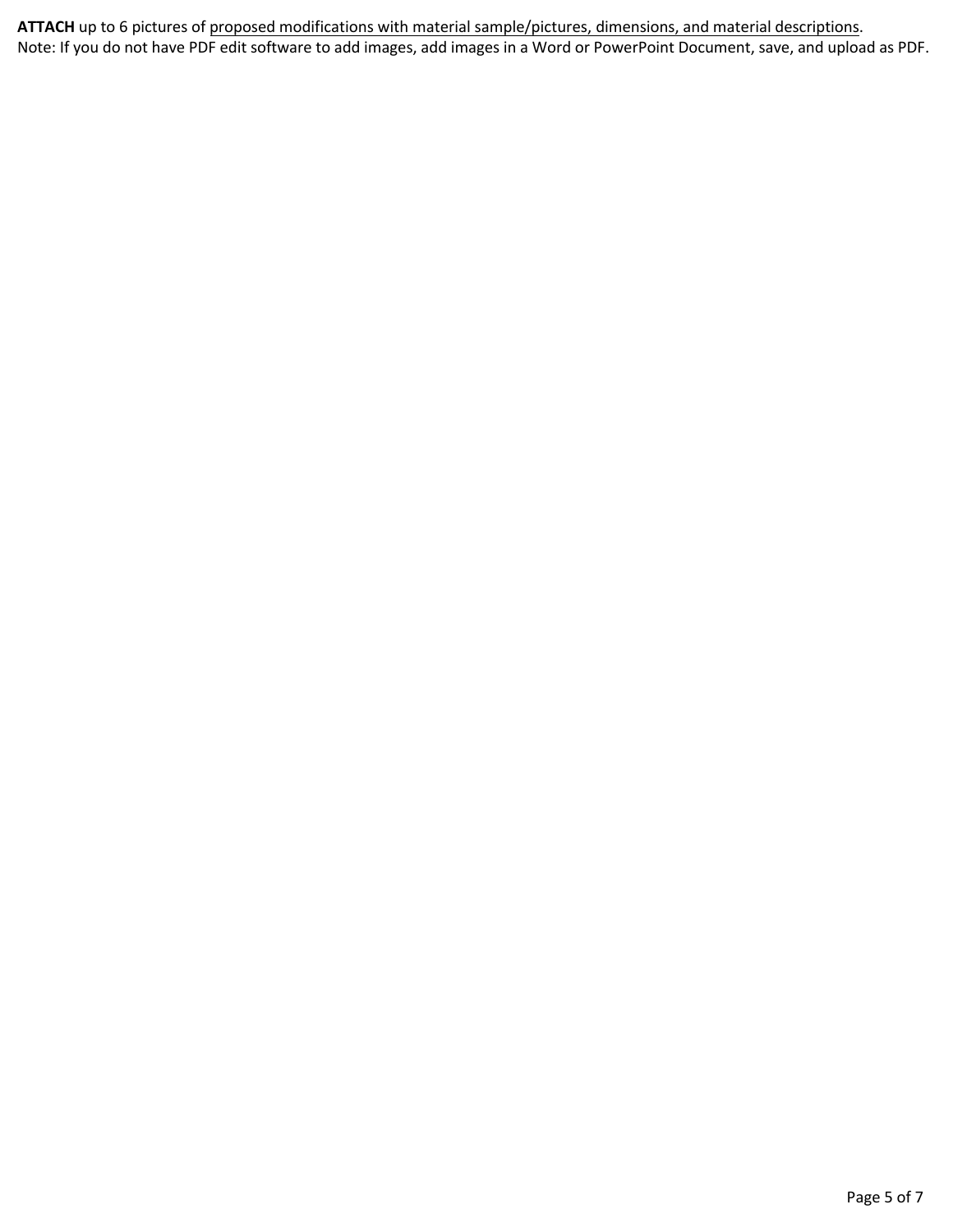**ATTACH** up to 6 pictures of proposed modifications with material sample/pictures, dimensions, and material descriptions.
Note: If you do not have PDF edit software to add images, add images in a Word or PowerPoint Document, save, and upload as PDF.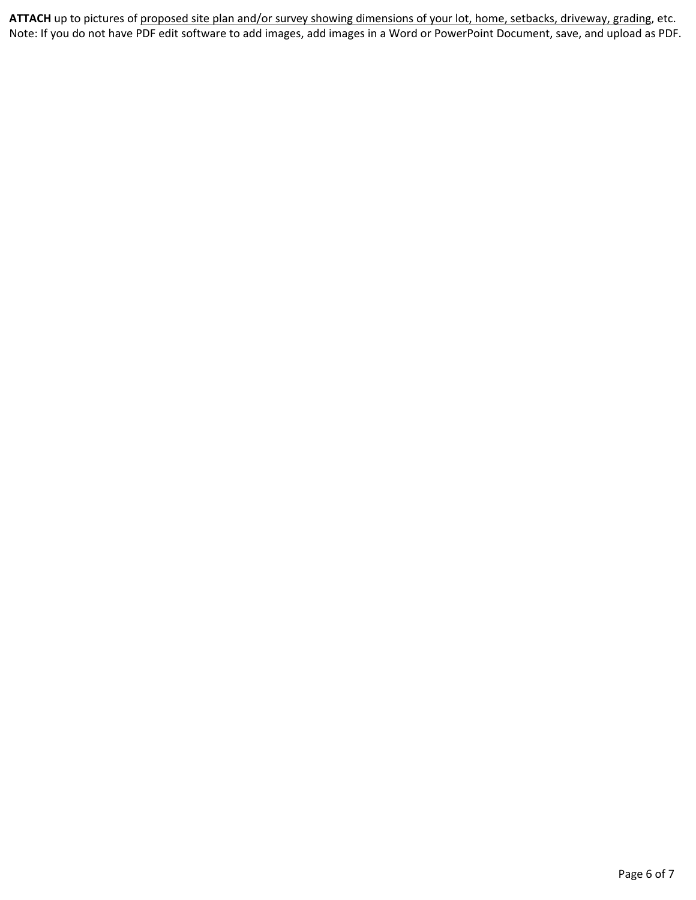**ATTACH** up to pictures of <u>proposed site plan and/or survey showing dimensions of your lot, home, setbacks, driveway, grading</u>, etc.
Note: If you do not have PDF edit software to add images, add images in a Word or PowerPoint Document, save, and upload as PDF.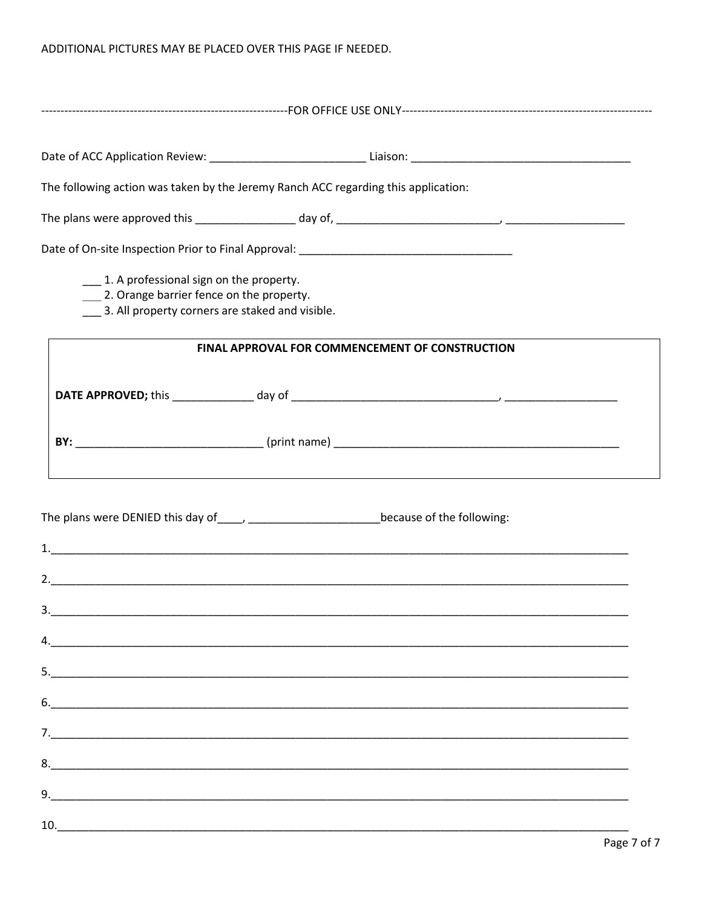ADDITIONAL PICTURES MAY BE PLACED OVER THIS PAGE IF NEEDED.

---------------------------------------------------------------FOR OFFICE USE ONLY---------------------------------------------------------------

Date of ACC Application Review: _________________________ Liaison: ___________________________________

The following action was taken by the Jeremy Ranch ACC regarding this application:

The plans were approved this _______________ day of, _________________________, ___________________

Date of On-site Inspection Prior to Final Approval: __________________________________

___ 1. A professional sign on the property.
___ 2. Orange barrier fence on the property.
___ 3. All property corners are staked and visible.

**FINAL APPROVAL FOR COMMENCEMENT OF CONSTRUCTION**

**DATE APPROVED;** this _____________ day of ________________________________, __________________

**BY:** _____________________________ (print name) ____________________________________________

The plans were DENIED this day of____, _____________________because of the following:

1.___________________________________________________________________________________________

2.___________________________________________________________________________________________

3.___________________________________________________________________________________________

4.___________________________________________________________________________________________

5.___________________________________________________________________________________________

6.___________________________________________________________________________________________

7.___________________________________________________________________________________________

8.___________________________________________________________________________________________

9.___________________________________________________________________________________________

10.__________________________________________________________________________________________